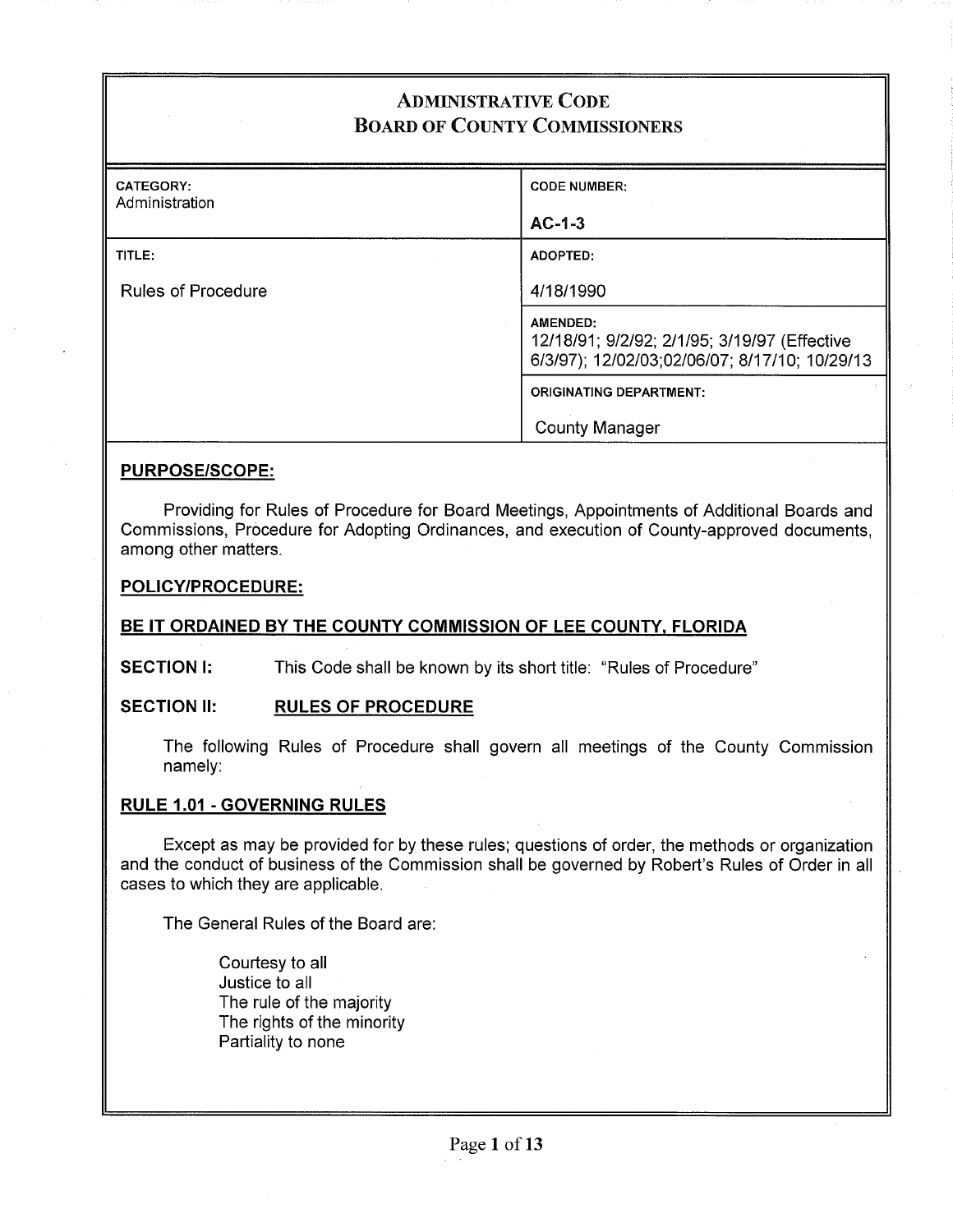# ADMINISTRATIVE CODE
# BOARD OF COUNTY COMMISSIONERS

| CATEGORY: Administration | CODE NUMBER: **AC-1-3** |
|---|---|
| TITLE: Rules of Procedure | ADOPTED: 4/18/1990 |
| | AMENDED: 12/18/91; 9/2/92; 2/1/95; 3/19/97 (Effective 6/3/97); 12/02/03;02/06/07; 8/17/10; 10/29/13 |
| | ORIGINATING DEPARTMENT: County Manager |

**PURPOSE/SCOPE:**

Providing for Rules of Procedure for Board Meetings, Appointments of Additional Boards and Commissions, Procedure for Adopting Ordinances, and execution of County-approved documents, among other matters.

**POLICY/PROCEDURE:**

**BE IT ORDAINED BY THE COUNTY COMMISSION OF LEE COUNTY, FLORIDA**

**SECTION I:** This Code shall be known by its short title: "Rules of Procedure"

**SECTION II: RULES OF PROCEDURE**

The following Rules of Procedure shall govern all meetings of the County Commission namely:

**RULE 1.01 - GOVERNING RULES**

Except as may be provided for by these rules; questions of order, the methods or organization and the conduct of business of the Commission shall be governed by Robert's Rules of Order in all cases to which they are applicable.

The General Rules of the Board are:

Courtesy to all
Justice to all
The rule of the majority
The rights of the minority
Partiality to none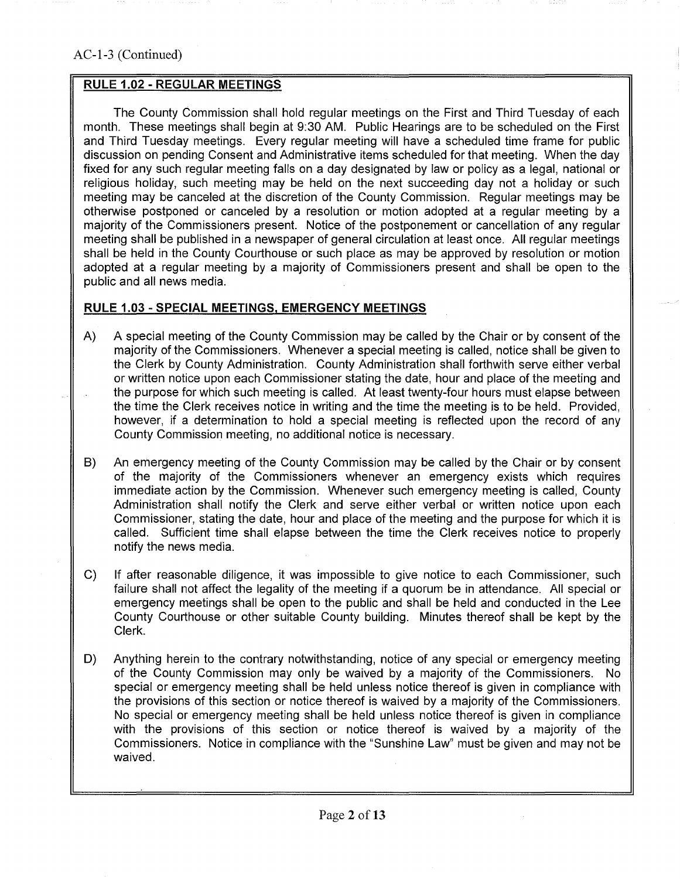AC-1-3 (Continued)

## RULE 1.02 - REGULAR MEETINGS

The County Commission shall hold regular meetings on the First and Third Tuesday of each month. These meetings shall begin at 9:30 AM. Public Hearings are to be scheduled on the First and Third Tuesday meetings. Every regular meeting will have a scheduled time frame for public discussion on pending Consent and Administrative items scheduled for that meeting. When the day fixed for any such regular meeting falls on a day designated by law or policy as a legal, national or religious holiday, such meeting may be held on the next succeeding day not a holiday or such meeting may be canceled at the discretion of the County Commission. Regular meetings may be otherwise postponed or canceled by a resolution or motion adopted at a regular meeting by a majority of the Commissioners present. Notice of the postponement or cancellation of any regular meeting shall be published in a newspaper of general circulation at least once. All regular meetings shall be held in the County Courthouse or such place as may be approved by resolution or motion adopted at a regular meeting by a majority of Commissioners present and shall be open to the public and all news media.

## RULE 1.03 - SPECIAL MEETINGS, EMERGENCY MEETINGS

A) A special meeting of the County Commission may be called by the Chair or by consent of the majority of the Commissioners. Whenever a special meeting is called, notice shall be given to the Clerk by County Administration. County Administration shall forthwith serve either verbal or written notice upon each Commissioner stating the date, hour and place of the meeting and the purpose for which such meeting is called. At least twenty-four hours must elapse between the time the Clerk receives notice in writing and the time the meeting is to be held. Provided, however, if a determination to hold a special meeting is reflected upon the record of any County Commission meeting, no additional notice is necessary.

B) An emergency meeting of the County Commission may be called by the Chair or by consent of the majority of the Commissioners whenever an emergency exists which requires immediate action by the Commission. Whenever such emergency meeting is called, County Administration shall notify the Clerk and serve either verbal or written notice upon each Commissioner, stating the date, hour and place of the meeting and the purpose for which it is called. Sufficient time shall elapse between the time the Clerk receives notice to properly notify the news media.

C) If after reasonable diligence, it was impossible to give notice to each Commissioner, such failure shall not affect the legality of the meeting if a quorum be in attendance. All special or emergency meetings shall be open to the public and shall be held and conducted in the Lee County Courthouse or other suitable County building. Minutes thereof shall be kept by the Clerk.

D) Anything herein to the contrary notwithstanding, notice of any special or emergency meeting of the County Commission may only be waived by a majority of the Commissioners. No special or emergency meeting shall be held unless notice thereof is given in compliance with the provisions of this section or notice thereof is waived by a majority of the Commissioners. No special or emergency meeting shall be held unless notice thereof is given in compliance with the provisions of this section or notice thereof is waived by a majority of the Commissioners. Notice in compliance with the "Sunshine Law" must be given and may not be waived.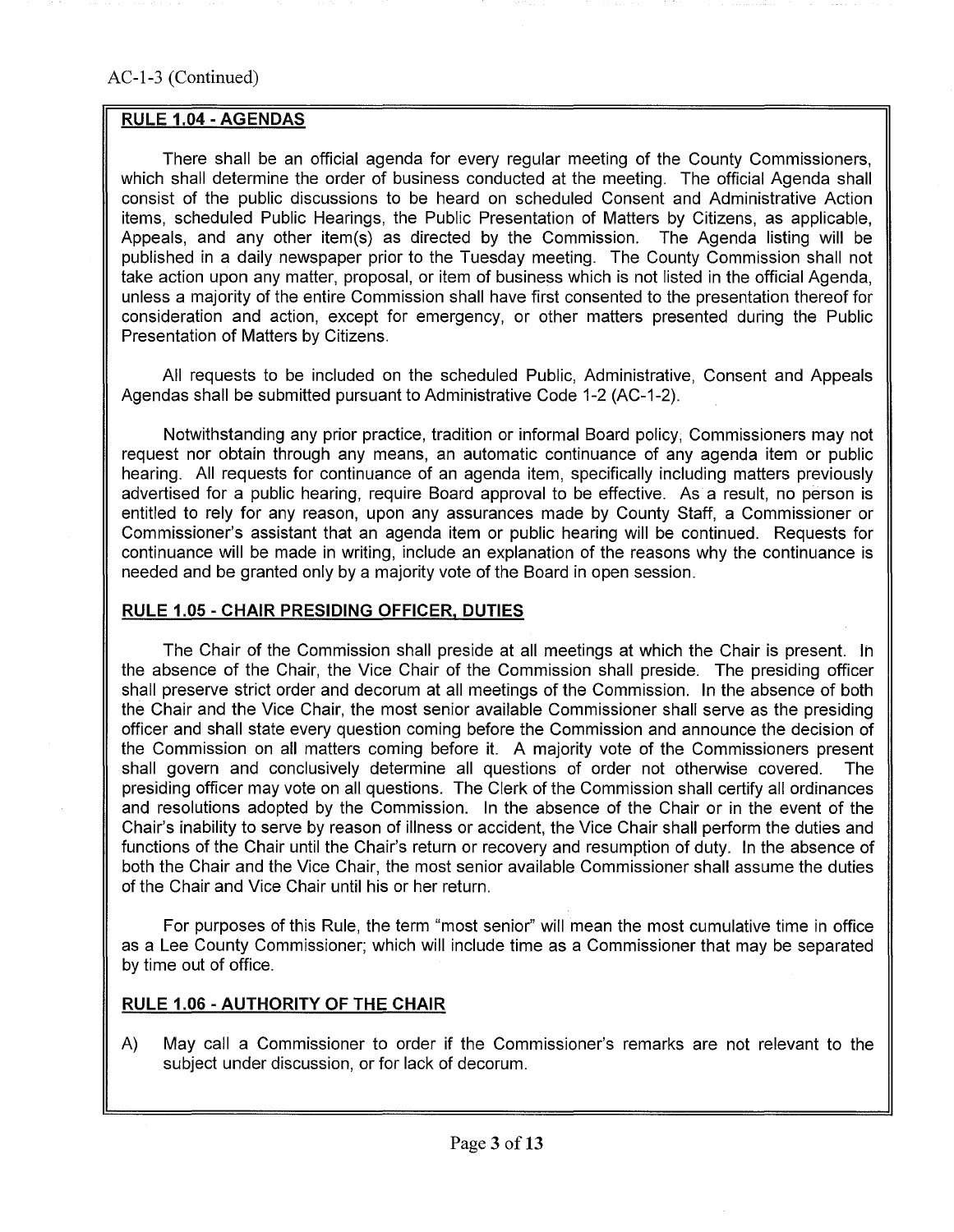AC-1-3 (Continued)

**RULE 1.04 - AGENDAS**

There shall be an official agenda for every regular meeting of the County Commissioners, which shall determine the order of business conducted at the meeting. The official Agenda shall consist of the public discussions to be heard on scheduled Consent and Administrative Action items, scheduled Public Hearings, the Public Presentation of Matters by Citizens, as applicable, Appeals, and any other item(s) as directed by the Commission. The Agenda listing will be published in a daily newspaper prior to the Tuesday meeting. The County Commission shall not take action upon any matter, proposal, or item of business which is not listed in the official Agenda, unless a majority of the entire Commission shall have first consented to the presentation thereof for consideration and action, except for emergency, or other matters presented during the Public Presentation of Matters by Citizens.

All requests to be included on the scheduled Public, Administrative, Consent and Appeals Agendas shall be submitted pursuant to Administrative Code 1-2 (AC-1-2).

Notwithstanding any prior practice, tradition or informal Board policy, Commissioners may not request nor obtain through any means, an automatic continuance of any agenda item or public hearing. All requests for continuance of an agenda item, specifically including matters previously advertised for a public hearing, require Board approval to be effective. As a result, no person is entitled to rely for any reason, upon any assurances made by County Staff, a Commissioner or Commissioner's assistant that an agenda item or public hearing will be continued. Requests for continuance will be made in writing, include an explanation of the reasons why the continuance is needed and be granted only by a majority vote of the Board in open session.

**RULE 1.05 - CHAIR PRESIDING OFFICER, DUTIES**

The Chair of the Commission shall preside at all meetings at which the Chair is present. In the absence of the Chair, the Vice Chair of the Commission shall preside. The presiding officer shall preserve strict order and decorum at all meetings of the Commission. In the absence of both the Chair and the Vice Chair, the most senior available Commissioner shall serve as the presiding officer and shall state every question coming before the Commission and announce the decision of the Commission on all matters coming before it. A majority vote of the Commissioners present shall govern and conclusively determine all questions of order not otherwise covered. The presiding officer may vote on all questions. The Clerk of the Commission shall certify all ordinances and resolutions adopted by the Commission. In the absence of the Chair or in the event of the Chair's inability to serve by reason of illness or accident, the Vice Chair shall perform the duties and functions of the Chair until the Chair's return or recovery and resumption of duty. In the absence of both the Chair and the Vice Chair, the most senior available Commissioner shall assume the duties of the Chair and Vice Chair until his or her return.

For purposes of this Rule, the term "most senior" will mean the most cumulative time in office as a Lee County Commissioner; which will include time as a Commissioner that may be separated by time out of office.

**RULE 1.06 - AUTHORITY OF THE CHAIR**

A) May call a Commissioner to order if the Commissioner's remarks are not relevant to the subject under discussion, or for lack of decorum.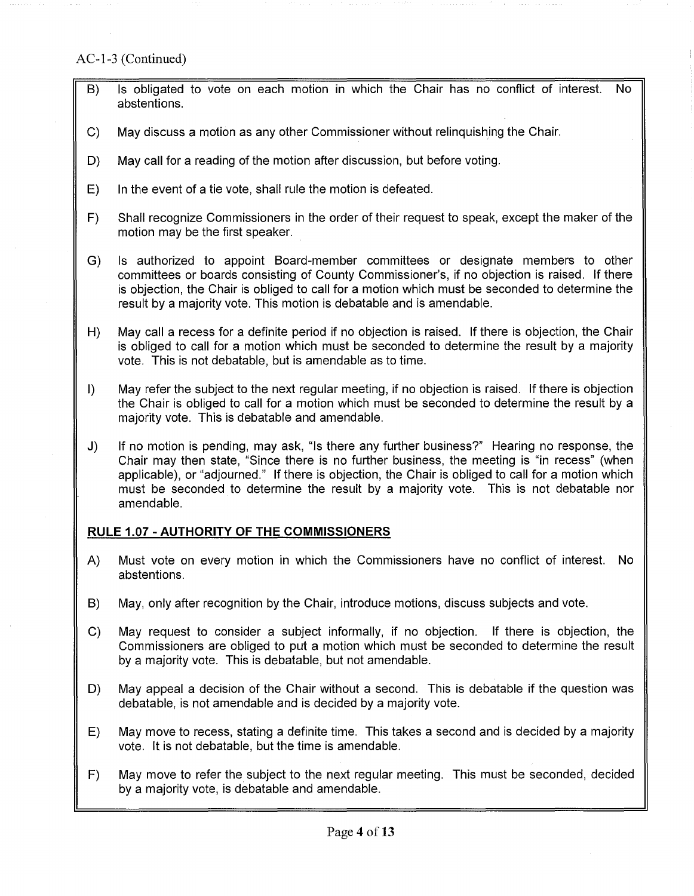AC-1-3 (Continued)

B) Is obligated to vote on each motion in which the Chair has no conflict of interest. No abstentions.

C) May discuss a motion as any other Commissioner without relinquishing the Chair.

D) May call for a reading of the motion after discussion, but before voting.

E) In the event of a tie vote, shall rule the motion is defeated.

F) Shall recognize Commissioners in the order of their request to speak, except the maker of the motion may be the first speaker.

G) Is authorized to appoint Board-member committees or designate members to other committees or boards consisting of County Commissioner's, if no objection is raised. If there is objection, the Chair is obliged to call for a motion which must be seconded to determine the result by a majority vote. This motion is debatable and is amendable.

H) May call a recess for a definite period if no objection is raised. If there is objection, the Chair is obliged to call for a motion which must be seconded to determine the result by a majority vote. This is not debatable, but is amendable as to time.

I) May refer the subject to the next regular meeting, if no objection is raised. If there is objection the Chair is obliged to call for a motion which must be seconded to determine the result by a majority vote. This is debatable and amendable.

J) If no motion is pending, may ask, "Is there any further business?" Hearing no response, the Chair may then state, "Since there is no further business, the meeting is "in recess" (when applicable), or "adjourned." If there is objection, the Chair is obliged to call for a motion which must be seconded to determine the result by a majority vote. This is not debatable nor amendable.

## RULE 1.07 - AUTHORITY OF THE COMMISSIONERS

A) Must vote on every motion in which the Commissioners have no conflict of interest. No abstentions.

B) May, only after recognition by the Chair, introduce motions, discuss subjects and vote.

C) May request to consider a subject informally, if no objection. If there is objection, the Commissioners are obliged to put a motion which must be seconded to determine the result by a majority vote. This is debatable, but not amendable.

D) May appeal a decision of the Chair without a second. This is debatable if the question was debatable, is not amendable and is decided by a majority vote.

E) May move to recess, stating a definite time. This takes a second and is decided by a majority vote. It is not debatable, but the time is amendable.

F) May move to refer the subject to the next regular meeting. This must be seconded, decided by a majority vote, is debatable and amendable.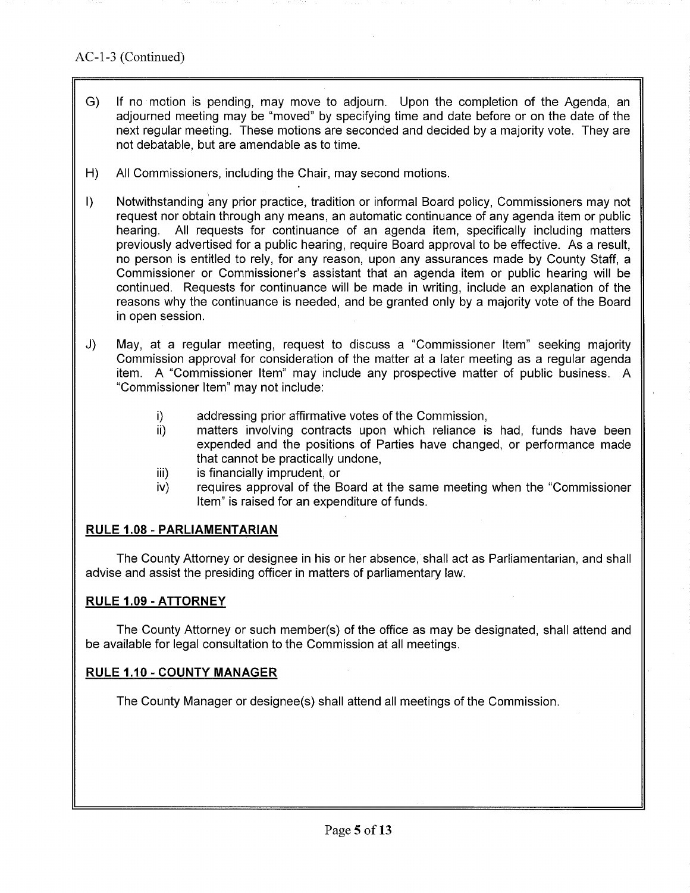AC-1-3 (Continued)

G) If no motion is pending, may move to adjourn. Upon the completion of the Agenda, an adjourned meeting may be "moved" by specifying time and date before or on the date of the next regular meeting. These motions are seconded and decided by a majority vote. They are not debatable, but are amendable as to time.

H) All Commissioners, including the Chair, may second motions.

I) Notwithstanding any prior practice, tradition or informal Board policy, Commissioners may not request nor obtain through any means, an automatic continuance of any agenda item or public hearing. All requests for continuance of an agenda item, specifically including matters previously advertised for a public hearing, require Board approval to be effective. As a result, no person is entitled to rely, for any reason, upon any assurances made by County Staff, a Commissioner or Commissioner's assistant that an agenda item or public hearing will be continued. Requests for continuance will be made in writing, include an explanation of the reasons why the continuance is needed, and be granted only by a majority vote of the Board in open session.

J) May, at a regular meeting, request to discuss a "Commissioner Item" seeking majority Commission approval for consideration of the matter at a later meeting as a regular agenda item. A "Commissioner Item" may include any prospective matter of public business. A "Commissioner Item" may not include:

   i) addressing prior affirmative votes of the Commission,
   ii) matters involving contracts upon which reliance is had, funds have been expended and the positions of Parties have changed, or performance made that cannot be practically undone,
   iii) is financially imprudent, or
   iv) requires approval of the Board at the same meeting when the "Commissioner Item" is raised for an expenditure of funds.

## RULE 1.08 - PARLIAMENTARIAN

The County Attorney or designee in his or her absence, shall act as Parliamentarian, and shall advise and assist the presiding officer in matters of parliamentary law.

## RULE 1.09 - ATTORNEY

The County Attorney or such member(s) of the office as may be designated, shall attend and be available for legal consultation to the Commission at all meetings.

## RULE 1.10 - COUNTY MANAGER

The County Manager or designee(s) shall attend all meetings of the Commission.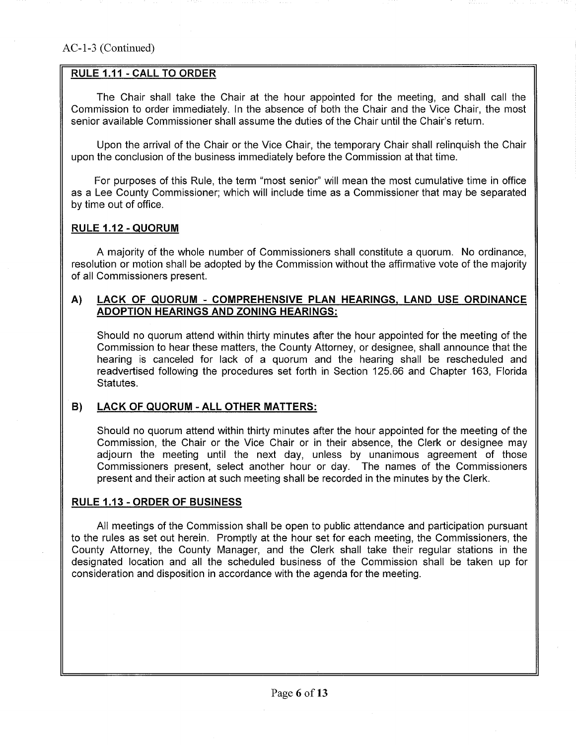AC-1-3 (Continued)

## RULE 1.11 - CALL TO ORDER

The Chair shall take the Chair at the hour appointed for the meeting, and shall call the Commission to order immediately. In the absence of both the Chair and the Vice Chair, the most senior available Commissioner shall assume the duties of the Chair until the Chair's return.

Upon the arrival of the Chair or the Vice Chair, the temporary Chair shall relinquish the Chair upon the conclusion of the business immediately before the Commission at that time.

For purposes of this Rule, the term "most senior" will mean the most cumulative time in office as a Lee County Commissioner; which will include time as a Commissioner that may be separated by time out of office.

## RULE 1.12 - QUORUM

A majority of the whole number of Commissioners shall constitute a quorum. No ordinance, resolution or motion shall be adopted by the Commission without the affirmative vote of the majority of all Commissioners present.

### A) LACK OF QUORUM - COMPREHENSIVE PLAN HEARINGS, LAND USE ORDINANCE ADOPTION HEARINGS AND ZONING HEARINGS:

Should no quorum attend within thirty minutes after the hour appointed for the meeting of the Commission to hear these matters, the County Attorney, or designee, shall announce that the hearing is canceled for lack of a quorum and the hearing shall be rescheduled and readvertised following the procedures set forth in Section 125.66 and Chapter 163, Florida Statutes.

### B) LACK OF QUORUM - ALL OTHER MATTERS:

Should no quorum attend within thirty minutes after the hour appointed for the meeting of the Commission, the Chair or the Vice Chair or in their absence, the Clerk or designee may adjourn the meeting until the next day, unless by unanimous agreement of those Commissioners present, select another hour or day. The names of the Commissioners present and their action at such meeting shall be recorded in the minutes by the Clerk.

## RULE 1.13 - ORDER OF BUSINESS

All meetings of the Commission shall be open to public attendance and participation pursuant to the rules as set out herein. Promptly at the hour set for each meeting, the Commissioners, the County Attorney, the County Manager, and the Clerk shall take their regular stations in the designated location and all the scheduled business of the Commission shall be taken up for consideration and disposition in accordance with the agenda for the meeting.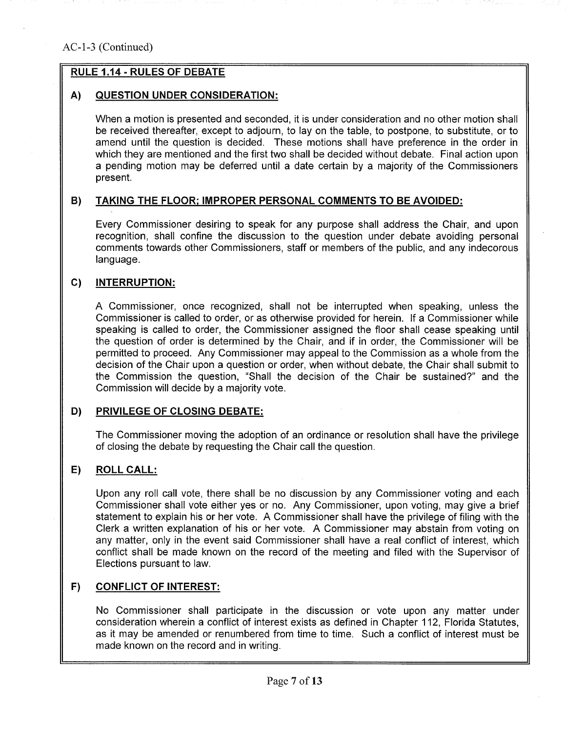AC-1-3 (Continued)

## RULE 1.14 - RULES OF DEBATE

### A) QUESTION UNDER CONSIDERATION:

When a motion is presented and seconded, it is under consideration and no other motion shall be received thereafter, except to adjourn, to lay on the table, to postpone, to substitute, or to amend until the question is decided. These motions shall have preference in the order in which they are mentioned and the first two shall be decided without debate. Final action upon a pending motion may be deferred until a date certain by a majority of the Commissioners present.

### B) TAKING THE FLOOR; IMPROPER PERSONAL COMMENTS TO BE AVOIDED:

Every Commissioner desiring to speak for any purpose shall address the Chair, and upon recognition, shall confine the discussion to the question under debate avoiding personal comments towards other Commissioners, staff or members of the public, and any indecorous language.

### C) INTERRUPTION:

A Commissioner, once recognized, shall not be interrupted when speaking, unless the Commissioner is called to order, or as otherwise provided for herein. If a Commissioner while speaking is called to order, the Commissioner assigned the floor shall cease speaking until the question of order is determined by the Chair, and if in order, the Commissioner will be permitted to proceed. Any Commissioner may appeal to the Commission as a whole from the decision of the Chair upon a question or order, when without debate, the Chair shall submit to the Commission the question, "Shall the decision of the Chair be sustained?" and the Commission will decide by a majority vote.

### D) PRIVILEGE OF CLOSING DEBATE:

The Commissioner moving the adoption of an ordinance or resolution shall have the privilege of closing the debate by requesting the Chair call the question.

### E) ROLL CALL:

Upon any roll call vote, there shall be no discussion by any Commissioner voting and each Commissioner shall vote either yes or no. Any Commissioner, upon voting, may give a brief statement to explain his or her vote. A Commissioner shall have the privilege of filing with the Clerk a written explanation of his or her vote. A Commissioner may abstain from voting on any matter, only in the event said Commissioner shall have a real conflict of interest, which conflict shall be made known on the record of the meeting and filed with the Supervisor of Elections pursuant to law.

### F) CONFLICT OF INTEREST:

No Commissioner shall participate in the discussion or vote upon any matter under consideration wherein a conflict of interest exists as defined in Chapter 112, Florida Statutes, as it may be amended or renumbered from time to time. Such a conflict of interest must be made known on the record and in writing.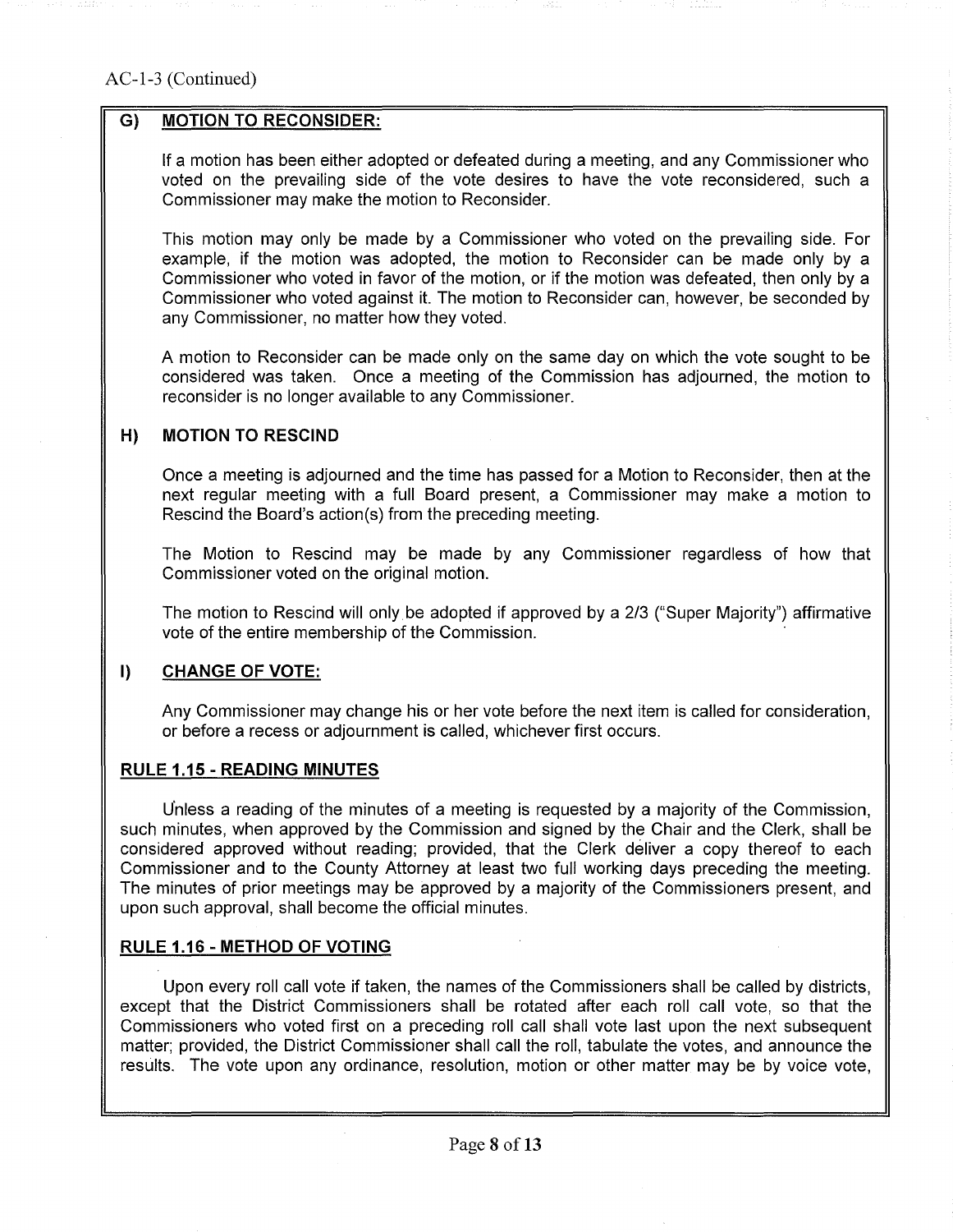AC-1-3 (Continued)

### G) MOTION TO RECONSIDER:

If a motion has been either adopted or defeated during a meeting, and any Commissioner who voted on the prevailing side of the vote desires to have the vote reconsidered, such a Commissioner may make the motion to Reconsider.

This motion may only be made by a Commissioner who voted on the prevailing side. For example, if the motion was adopted, the motion to Reconsider can be made only by a Commissioner who voted in favor of the motion, or if the motion was defeated, then only by a Commissioner who voted against it. The motion to Reconsider can, however, be seconded by any Commissioner, no matter how they voted.

A motion to Reconsider can be made only on the same day on which the vote sought to be considered was taken. Once a meeting of the Commission has adjourned, the motion to reconsider is no longer available to any Commissioner.

### H) MOTION TO RESCIND

Once a meeting is adjourned and the time has passed for a Motion to Reconsider, then at the next regular meeting with a full Board present, a Commissioner may make a motion to Rescind the Board's action(s) from the preceding meeting.

The Motion to Rescind may be made by any Commissioner regardless of how that Commissioner voted on the original motion.

The motion to Rescind will only be adopted if approved by a 2/3 ("Super Majority") affirmative vote of the entire membership of the Commission.

### I) CHANGE OF VOTE:

Any Commissioner may change his or her vote before the next item is called for consideration, or before a recess or adjournment is called, whichever first occurs.

## RULE 1.15 - READING MINUTES

Unless a reading of the minutes of a meeting is requested by a majority of the Commission, such minutes, when approved by the Commission and signed by the Chair and the Clerk, shall be considered approved without reading; provided, that the Clerk deliver a copy thereof to each Commissioner and to the County Attorney at least two full working days preceding the meeting. The minutes of prior meetings may be approved by a majority of the Commissioners present, and upon such approval, shall become the official minutes.

## RULE 1.16 - METHOD OF VOTING

Upon every roll call vote if taken, the names of the Commissioners shall be called by districts, except that the District Commissioners shall be rotated after each roll call vote, so that the Commissioners who voted first on a preceding roll call shall vote last upon the next subsequent matter; provided, the District Commissioner shall call the roll, tabulate the votes, and announce the results. The vote upon any ordinance, resolution, motion or other matter may be by voice vote,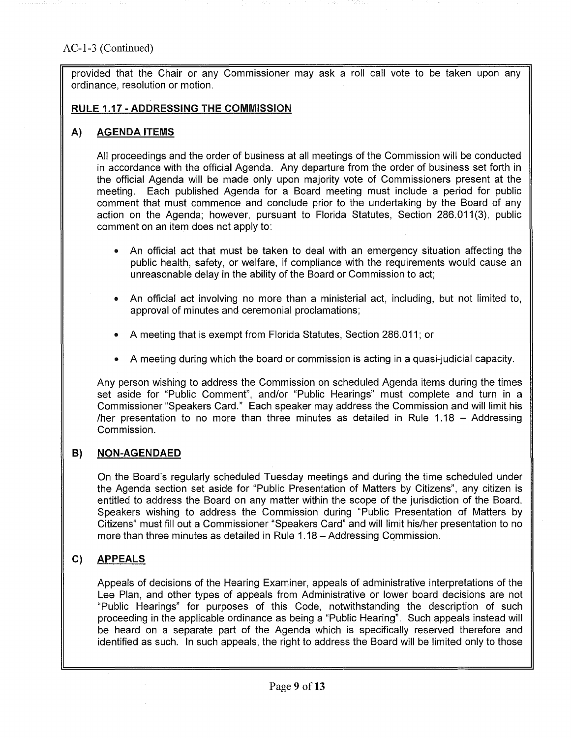AC-1-3 (Continued)

provided that the Chair or any Commissioner may ask a roll call vote to be taken upon any ordinance, resolution or motion.

## RULE 1.17 - ADDRESSING THE COMMISSION

### A) AGENDA ITEMS

All proceedings and the order of business at all meetings of the Commission will be conducted in accordance with the official Agenda. Any departure from the order of business set forth in the official Agenda will be made only upon majority vote of Commissioners present at the meeting. Each published Agenda for a Board meeting must include a period for public comment that must commence and conclude prior to the undertaking by the Board of any action on the Agenda; however, pursuant to Florida Statutes, Section 286.011(3), public comment on an item does not apply to:

- An official act that must be taken to deal with an emergency situation affecting the public health, safety, or welfare, if compliance with the requirements would cause an unreasonable delay in the ability of the Board or Commission to act;
- An official act involving no more than a ministerial act, including, but not limited to, approval of minutes and ceremonial proclamations;
- A meeting that is exempt from Florida Statutes, Section 286.011; or
- A meeting during which the board or commission is acting in a quasi-judicial capacity.

Any person wishing to address the Commission on scheduled Agenda items during the times set aside for "Public Comment", and/or "Public Hearings" must complete and turn in a Commissioner "Speakers Card." Each speaker may address the Commission and will limit his /her presentation to no more than three minutes as detailed in Rule 1.18 – Addressing Commission.

### B) NON-AGENDAED

On the Board's regularly scheduled Tuesday meetings and during the time scheduled under the Agenda section set aside for "Public Presentation of Matters by Citizens", any citizen is entitled to address the Board on any matter within the scope of the jurisdiction of the Board. Speakers wishing to address the Commission during "Public Presentation of Matters by Citizens" must fill out a Commissioner "Speakers Card" and will limit his/her presentation to no more than three minutes as detailed in Rule 1.18 – Addressing Commission.

### C) APPEALS

Appeals of decisions of the Hearing Examiner, appeals of administrative interpretations of the Lee Plan, and other types of appeals from Administrative or lower board decisions are not "Public Hearings" for purposes of this Code, notwithstanding the description of such proceeding in the applicable ordinance as being a "Public Hearing". Such appeals instead will be heard on a separate part of the Agenda which is specifically reserved therefore and identified as such. In such appeals, the right to address the Board will be limited only to those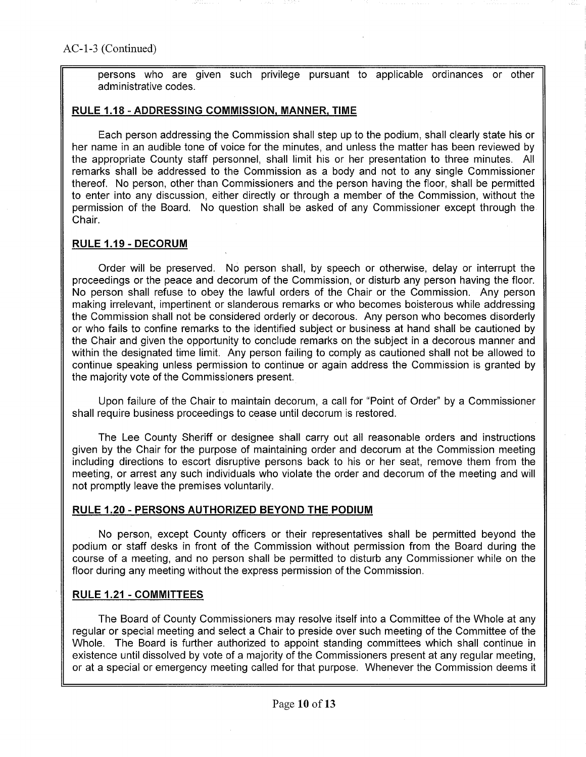AC-1-3 (Continued)

persons who are given such privilege pursuant to applicable ordinances or other administrative codes.

## RULE 1.18 - ADDRESSING COMMISSION, MANNER, TIME

Each person addressing the Commission shall step up to the podium, shall clearly state his or her name in an audible tone of voice for the minutes, and unless the matter has been reviewed by the appropriate County staff personnel, shall limit his or her presentation to three minutes. All remarks shall be addressed to the Commission as a body and not to any single Commissioner thereof. No person, other than Commissioners and the person having the floor, shall be permitted to enter into any discussion, either directly or through a member of the Commission, without the permission of the Board. No question shall be asked of any Commissioner except through the Chair.

## RULE 1.19 - DECORUM

Order will be preserved. No person shall, by speech or otherwise, delay or interrupt the proceedings or the peace and decorum of the Commission, or disturb any person having the floor. No person shall refuse to obey the lawful orders of the Chair or the Commission. Any person making irrelevant, impertinent or slanderous remarks or who becomes boisterous while addressing the Commission shall not be considered orderly or decorous. Any person who becomes disorderly or who fails to confine remarks to the identified subject or business at hand shall be cautioned by the Chair and given the opportunity to conclude remarks on the subject in a decorous manner and within the designated time limit. Any person failing to comply as cautioned shall not be allowed to continue speaking unless permission to continue or again address the Commission is granted by the majority vote of the Commissioners present.

Upon failure of the Chair to maintain decorum, a call for "Point of Order" by a Commissioner shall require business proceedings to cease until decorum is restored.

The Lee County Sheriff or designee shall carry out all reasonable orders and instructions given by the Chair for the purpose of maintaining order and decorum at the Commission meeting including directions to escort disruptive persons back to his or her seat, remove them from the meeting, or arrest any such individuals who violate the order and decorum of the meeting and will not promptly leave the premises voluntarily.

## RULE 1.20 - PERSONS AUTHORIZED BEYOND THE PODIUM

No person, except County officers or their representatives shall be permitted beyond the podium or staff desks in front of the Commission without permission from the Board during the course of a meeting, and no person shall be permitted to disturb any Commissioner while on the floor during any meeting without the express permission of the Commission.

## RULE 1.21 - COMMITTEES

The Board of County Commissioners may resolve itself into a Committee of the Whole at any regular or special meeting and select a Chair to preside over such meeting of the Committee of the Whole. The Board is further authorized to appoint standing committees which shall continue in existence until dissolved by vote of a majority of the Commissioners present at any regular meeting, or at a special or emergency meeting called for that purpose. Whenever the Commission deems it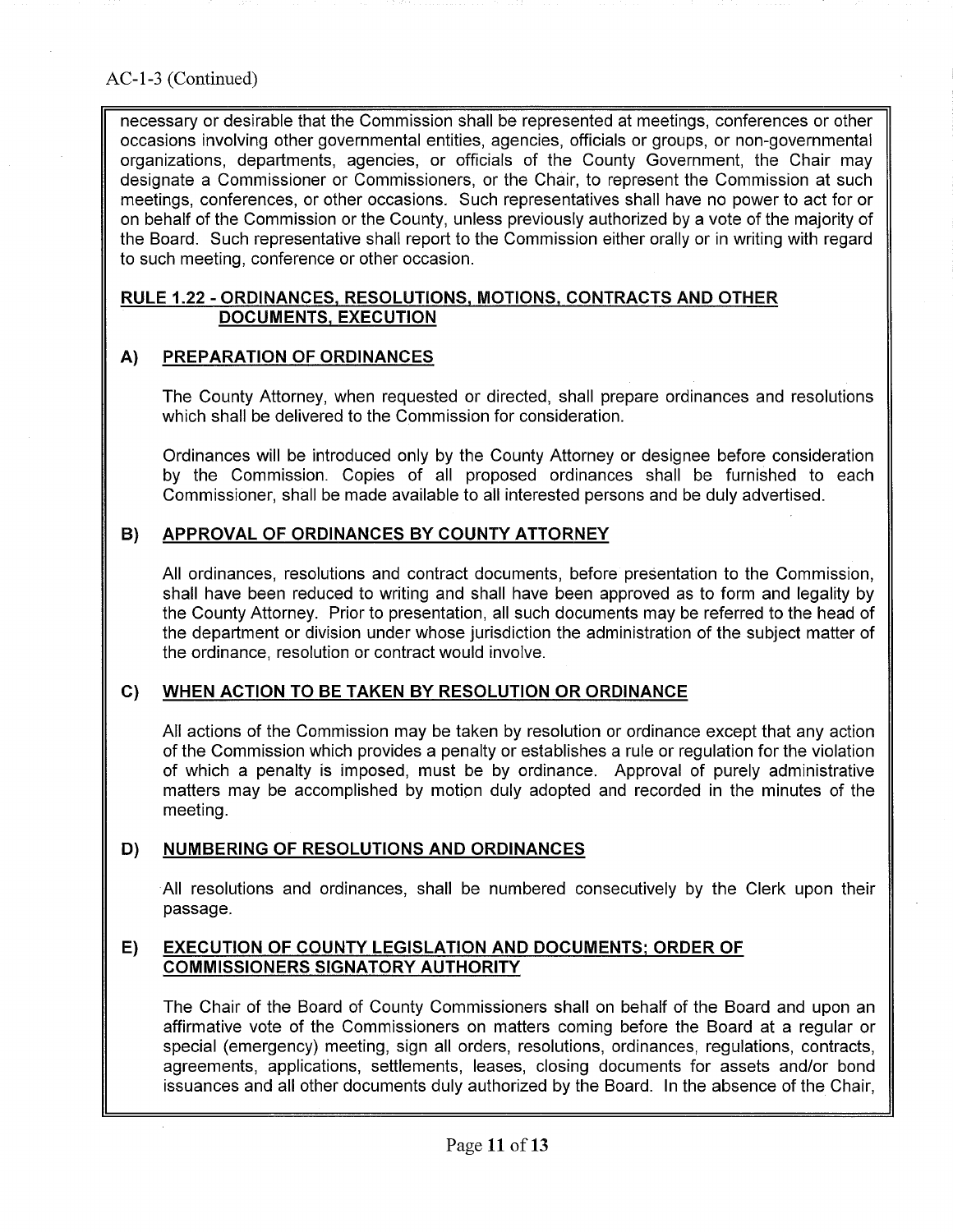AC-1-3 (Continued)

necessary or desirable that the Commission shall be represented at meetings, conferences or other occasions involving other governmental entities, agencies, officials or groups, or non-governmental organizations, departments, agencies, or officials of the County Government, the Chair may designate a Commissioner or Commissioners, or the Chair, to represent the Commission at such meetings, conferences, or other occasions. Such representatives shall have no power to act for or on behalf of the Commission or the County, unless previously authorized by a vote of the majority of the Board. Such representative shall report to the Commission either orally or in writing with regard to such meeting, conference or other occasion.

## RULE 1.22 - ORDINANCES, RESOLUTIONS, MOTIONS, CONTRACTS AND OTHER DOCUMENTS, EXECUTION

### A) PREPARATION OF ORDINANCES

The County Attorney, when requested or directed, shall prepare ordinances and resolutions which shall be delivered to the Commission for consideration.

Ordinances will be introduced only by the County Attorney or designee before consideration by the Commission. Copies of all proposed ordinances shall be furnished to each Commissioner, shall be made available to all interested persons and be duly advertised.

### B) APPROVAL OF ORDINANCES BY COUNTY ATTORNEY

All ordinances, resolutions and contract documents, before presentation to the Commission, shall have been reduced to writing and shall have been approved as to form and legality by the County Attorney. Prior to presentation, all such documents may be referred to the head of the department or division under whose jurisdiction the administration of the subject matter of the ordinance, resolution or contract would involve.

### C) WHEN ACTION TO BE TAKEN BY RESOLUTION OR ORDINANCE

All actions of the Commission may be taken by resolution or ordinance except that any action of the Commission which provides a penalty or establishes a rule or regulation for the violation of which a penalty is imposed, must be by ordinance. Approval of purely administrative matters may be accomplished by motion duly adopted and recorded in the minutes of the meeting.

### D) NUMBERING OF RESOLUTIONS AND ORDINANCES

All resolutions and ordinances, shall be numbered consecutively by the Clerk upon their passage.

### E) EXECUTION OF COUNTY LEGISLATION AND DOCUMENTS; ORDER OF COMMISSIONERS SIGNATORY AUTHORITY

The Chair of the Board of County Commissioners shall on behalf of the Board and upon an affirmative vote of the Commissioners on matters coming before the Board at a regular or special (emergency) meeting, sign all orders, resolutions, ordinances, regulations, contracts, agreements, applications, settlements, leases, closing documents for assets and/or bond issuances and all other documents duly authorized by the Board. In the absence of the Chair,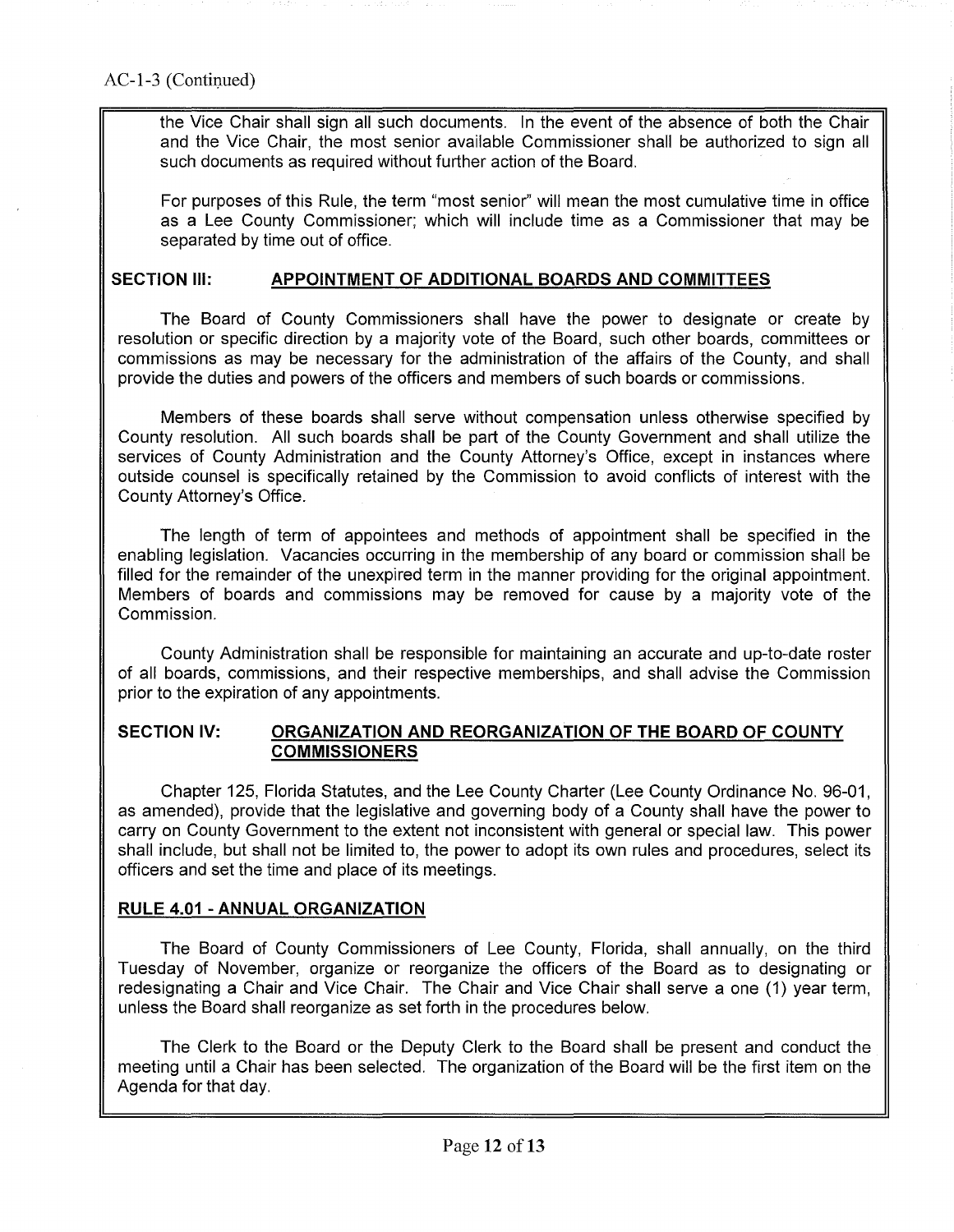AC-1-3 (Continued)

the Vice Chair shall sign all such documents. In the event of the absence of both the Chair and the Vice Chair, the most senior available Commissioner shall be authorized to sign all such documents as required without further action of the Board.

For purposes of this Rule, the term "most senior" will mean the most cumulative time in office as a Lee County Commissioner; which will include time as a Commissioner that may be separated by time out of office.

## SECTION III: APPOINTMENT OF ADDITIONAL BOARDS AND COMMITTEES

The Board of County Commissioners shall have the power to designate or create by resolution or specific direction by a majority vote of the Board, such other boards, committees or commissions as may be necessary for the administration of the affairs of the County, and shall provide the duties and powers of the officers and members of such boards or commissions.

Members of these boards shall serve without compensation unless otherwise specified by County resolution. All such boards shall be part of the County Government and shall utilize the services of County Administration and the County Attorney's Office, except in instances where outside counsel is specifically retained by the Commission to avoid conflicts of interest with the County Attorney's Office.

The length of term of appointees and methods of appointment shall be specified in the enabling legislation. Vacancies occurring in the membership of any board or commission shall be filled for the remainder of the unexpired term in the manner providing for the original appointment. Members of boards and commissions may be removed for cause by a majority vote of the Commission.

County Administration shall be responsible for maintaining an accurate and up-to-date roster of all boards, commissions, and their respective memberships, and shall advise the Commission prior to the expiration of any appointments.

## SECTION IV: ORGANIZATION AND REORGANIZATION OF THE BOARD OF COUNTY COMMISSIONERS

Chapter 125, Florida Statutes, and the Lee County Charter (Lee County Ordinance No. 96-01, as amended), provide that the legislative and governing body of a County shall have the power to carry on County Government to the extent not inconsistent with general or special law. This power shall include, but shall not be limited to, the power to adopt its own rules and procedures, select its officers and set the time and place of its meetings.

### RULE 4.01 - ANNUAL ORGANIZATION

The Board of County Commissioners of Lee County, Florida, shall annually, on the third Tuesday of November, organize or reorganize the officers of the Board as to designating or redesignating a Chair and Vice Chair. The Chair and Vice Chair shall serve a one (1) year term, unless the Board shall reorganize as set forth in the procedures below.

The Clerk to the Board or the Deputy Clerk to the Board shall be present and conduct the meeting until a Chair has been selected. The organization of the Board will be the first item on the Agenda for that day.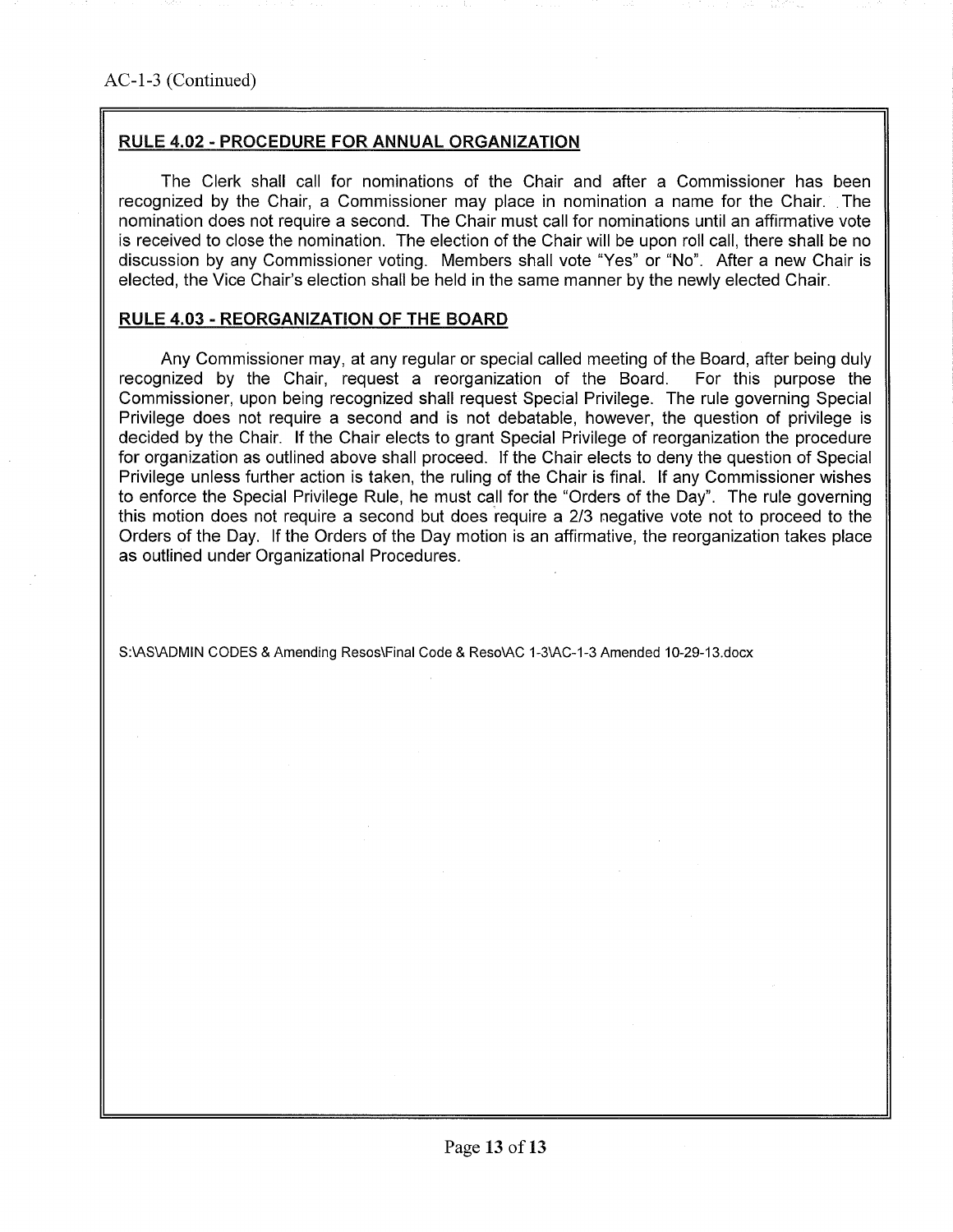AC-1-3 (Continued)

**RULE 4.02 - PROCEDURE FOR ANNUAL ORGANIZATION**

The Clerk shall call for nominations of the Chair and after a Commissioner has been recognized by the Chair, a Commissioner may place in nomination a name for the Chair. The nomination does not require a second. The Chair must call for nominations until an affirmative vote is received to close the nomination. The election of the Chair will be upon roll call, there shall be no discussion by any Commissioner voting. Members shall vote "Yes" or "No". After a new Chair is elected, the Vice Chair's election shall be held in the same manner by the newly elected Chair.

**RULE 4.03 - REORGANIZATION OF THE BOARD**

Any Commissioner may, at any regular or special called meeting of the Board, after being duly recognized by the Chair, request a reorganization of the Board. For this purpose the Commissioner, upon being recognized shall request Special Privilege. The rule governing Special Privilege does not require a second and is not debatable, however, the question of privilege is decided by the Chair. If the Chair elects to grant Special Privilege of reorganization the procedure for organization as outlined above shall proceed. If the Chair elects to deny the question of Special Privilege unless further action is taken, the ruling of the Chair is final. If any Commissioner wishes to enforce the Special Privilege Rule, he must call for the "Orders of the Day". The rule governing this motion does not require a second but does require a 2/3 negative vote not to proceed to the Orders of the Day. If the Orders of the Day motion is an affirmative, the reorganization takes place as outlined under Organizational Procedures.

S:\AS\ADMIN CODES & Amending Resos\Final Code & Reso\AC 1-3\AC-1-3 Amended 10-29-13.docx